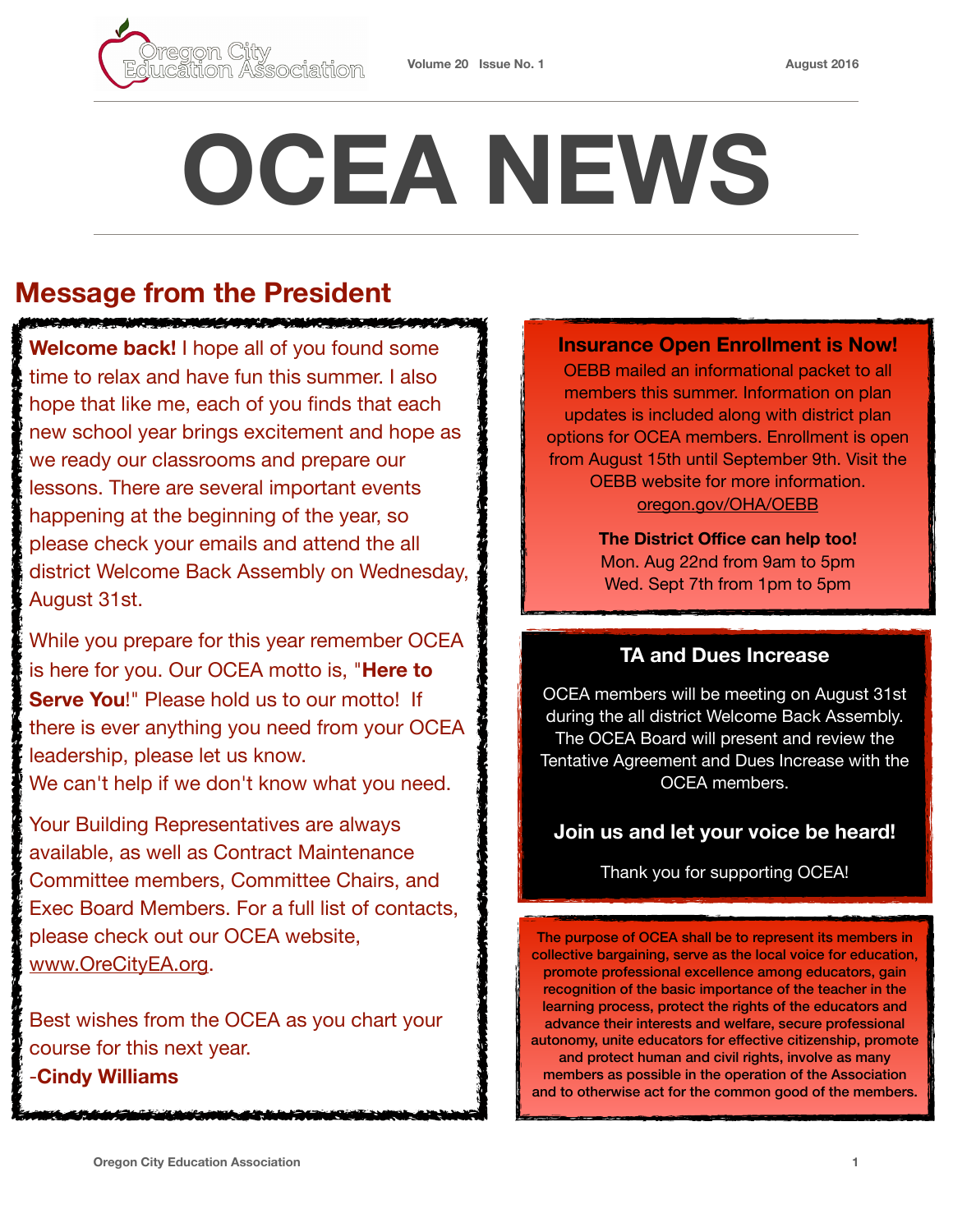# OCEA NEWS

## Message from the President

**Welcome back!** I hope all of you found some time to relax and have fun this summer. I also hope that like me, each of you finds that each new school year brings excitement and hope as we ready our classrooms and prepare our lessons. There are several important events happening at the beginning of the year, so please check your emails and attend the all district Welcome Back Assembly on Wednesday, August 31st.

While you prepare for this year remember OCEA is here for you. Our OCEA motto is, "**Here to Serve You**!" Please hold us to our motto! If there is ever anything you need from your OCEA leadership, please let us know.
We can't help if we don't know what you need.

Your Building Representatives are always available, as well as Contract Maintenance Committee members, Committee Chairs, and Exec Board Members. For a full list of contacts, please check out our OCEA website, www.OreCityEA.org.

Best wishes from the OCEA as you chart your course for this next year.
-**Cindy Williams**

### Insurance Open Enrollment is Now!

OEBB mailed an informational packet to all members this summer. Information on plan updates is included along with district plan options for OCEA members. Enrollment is open from August 15th until September 9th. Visit the OEBB website for more information.
oregon.gov/OHA/OEBB

**The District Office can help too!**
Mon. Aug 22nd from 9am to 5pm
Wed. Sept 7th from 1pm to 5pm

### TA and Dues Increase

OCEA members will be meeting on August 31st during the all district Welcome Back Assembly. The OCEA Board will present and review the Tentative Agreement and Dues Increase with the OCEA members.

**Join us and let your voice be heard!**

Thank you for supporting OCEA!

The purpose of OCEA shall be to represent its members in collective bargaining, serve as the local voice for education, promote professional excellence among educators, gain recognition of the basic importance of the teacher in the learning process, protect the rights of the educators and advance their interests and welfare, secure professional autonomy, unite educators for effective citizenship, promote and protect human and civil rights, involve as many members as possible in the operation of the Association and to otherwise act for the common good of the members.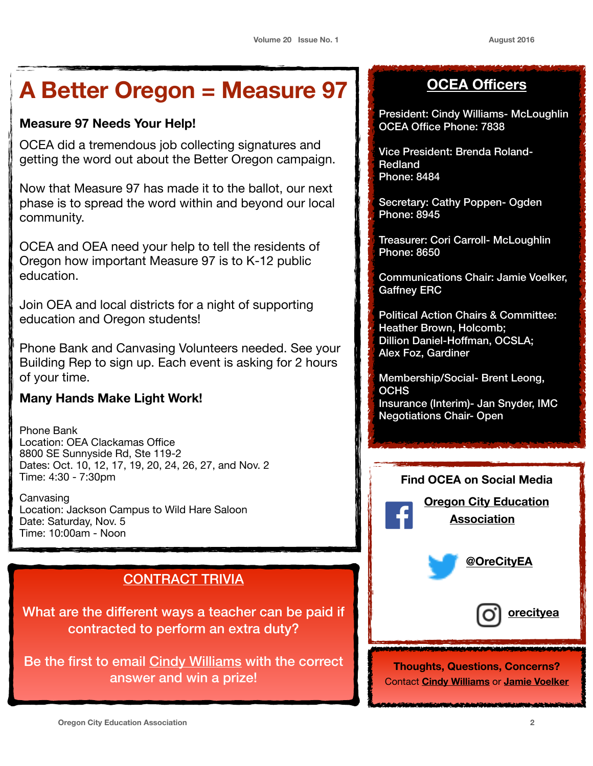# A Better Oregon = Measure 97

**Measure 97 Needs Your Help!**

OCEA did a tremendous job collecting signatures and getting the word out about the Better Oregon campaign.

Now that Measure 97 has made it to the ballot, our next phase is to spread the word within and beyond our local community.

OCEA and OEA need your help to tell the residents of Oregon how important Measure 97 is to K-12 public education.

Join OEA and local districts for a night of supporting education and Oregon students!

Phone Bank and Canvasing Volunteers needed. See your Building Rep to sign up. Each event is asking for 2 hours of your time.

**Many Hands Make Light Work!**

Phone Bank
Location: OEA Clackamas Office
8800 SE Sunnyside Rd, Ste 119-2
Dates: Oct. 10, 12, 17, 19, 20, 24, 26, 27, and Nov. 2
Time: 4:30 - 7:30pm

Canvasing
Location: Jackson Campus to Wild Hare Saloon
Date: Saturday, Nov. 5
Time: 10:00am - Noon

## CONTRACT TRIVIA

What are the different ways a teacher can be paid if contracted to perform an extra duty?

Be the first to email Cindy Williams with the correct answer and win a prize!

## OCEA Officers

President: Cindy Williams- McLoughlin
OCEA Office Phone: 7838

Vice President: Brenda Roland-Redland
Phone: 8484

Secretary: Cathy Poppen- Ogden
Phone: 8945

Treasurer: Cori Carroll- McLoughlin
Phone: 8650

Communications Chair: Jamie Voelker, Gaffney ERC

Political Action Chairs & Committee:
Heather Brown, Holcomb;
Dillion Daniel-Hoffman, OCSLA;
Alex Foz, Gardiner

Membership/Social- Brent Leong, OCHS
Insurance (Interim)- Jan Snyder, IMC
Negotiations Chair- Open

**Find OCEA on Social Media**

Oregon City Education Association

@OreCityEA

orecityea

**Thoughts, Questions, Concerns?**
Contact **Cindy Williams** or **Jamie Voelker**